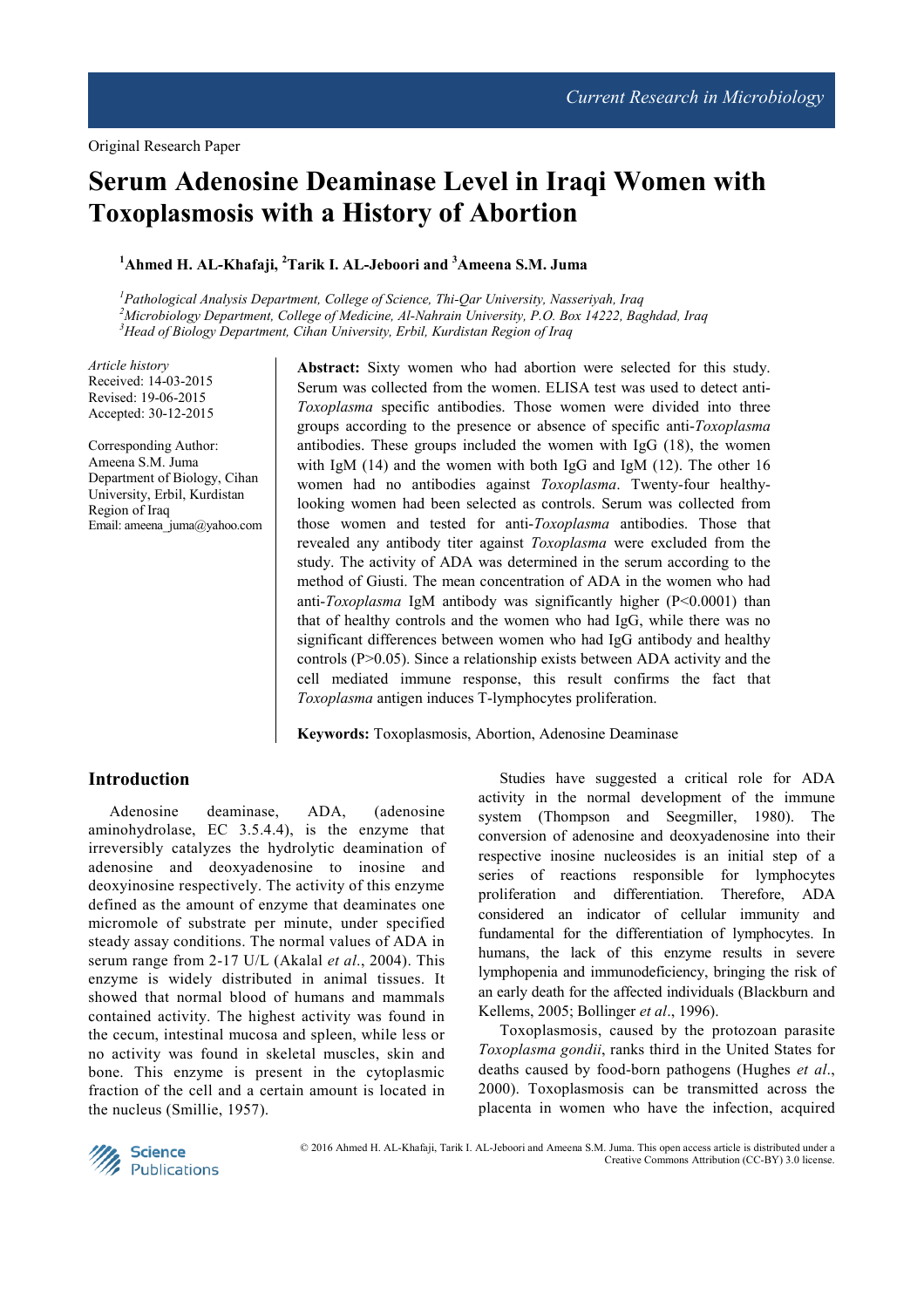Original Research Paper

# Serum Adenosine Deaminase Level in Iraqi Women with Toxoplasmosis with a History of Abortion

**[1]Ahmed H. AL-Khafaji, [2]Tarik I. AL-Jeboori and [3]Ameena S.M. Juma**

*[1]Pathological Analysis Department, College of Science, Thi-Qar University, Nasseriyah, Iraq*
*[2]Microbiology Department, College of Medicine, Al-Nahrain University, P.O. Box 14222, Baghdad, Iraq*
*[3]Head of Biology Department, Cihan University, Erbil, Kurdistan Region of Iraq*

*Article history*
Received: 14-03-2015
Revised: 19-06-2015
Accepted: 30-12-2015

Corresponding Author:
Ameena S.M. Juma
Department of Biology, Cihan University, Erbil, Kurdistan Region of Iraq
Email: ameena_juma@yahoo.com

**Abstract:** Sixty women who had abortion were selected for this study. Serum was collected from the women. ELISA test was used to detect anti-*Toxoplasma* specific antibodies. Those women were divided into three groups according to the presence or absence of specific anti-*Toxoplasma* antibodies. These groups included the women with IgG (18), the women with IgM (14) and the women with both IgG and IgM (12). The other 16 women had no antibodies against *Toxoplasma*. Twenty-four healthy-looking women had been selected as controls. Serum was collected from those women and tested for anti-*Toxoplasma* antibodies. Those that revealed any antibody titer against *Toxoplasma* were excluded from the study. The activity of ADA was determined in the serum according to the method of Giusti. The mean concentration of ADA in the women who had anti-*Toxoplasma* IgM antibody was significantly higher ($P<0.0001$) than that of healthy controls and the women who had IgG, while there was no significant differences between women who had IgG antibody and healthy controls ($P>0.05$). Since a relationship exists between ADA activity and the cell mediated immune response, this result confirms the fact that *Toxoplasma* antigen induces T-lymphocytes proliferation.

**Keywords:** Toxoplasmosis, Abortion, Adenosine Deaminase

## Introduction

Adenosine deaminase, ADA, (adenosine aminohydrolase, EC 3.5.4.4), is the enzyme that irreversibly catalyzes the hydrolytic deamination of adenosine and deoxyadenosine to inosine and deoxyinosine respectively. The activity of this enzyme defined as the amount of enzyme that deaminates one micromole of substrate per minute, under specified steady assay conditions. The normal values of ADA in serum range from 2-17 U/L (Akalal *et al*., 2004). This enzyme is widely distributed in animal tissues. It showed that normal blood of humans and mammals contained activity. The highest activity was found in the cecum, intestinal mucosa and spleen, while less or no activity was found in skeletal muscles, skin and bone. This enzyme is present in the cytoplasmic fraction of the cell and a certain amount is located in the nucleus (Smillie, 1957).

Studies have suggested a critical role for ADA activity in the normal development of the immune system (Thompson and Seegmiller, 1980). The conversion of adenosine and deoxyadenosine into their respective inosine nucleosides is an initial step of a series of reactions responsible for lymphocytes proliferation and differentiation. Therefore, ADA considered an indicator of cellular immunity and fundamental for the differentiation of lymphocytes. In humans, the lack of this enzyme results in severe lymphopenia and immunodeficiency, bringing the risk of an early death for the affected individuals (Blackburn and Kellems, 2005; Bollinger *et al*., 1996).

Toxoplasmosis, caused by the protozoan parasite *Toxoplasma gondii*, ranks third in the United States for deaths caused by food-born pathogens (Hughes *et al*., 2000). Toxoplasmosis can be transmitted across the placenta in women who have the infection, acquired

© 2016 Ahmed H. AL-Khafaji, Tarik I. AL-Jeboori and Ameena S.M. Juma. This open access article is distributed under a Creative Commons Attribution (CC-BY) 3.0 license.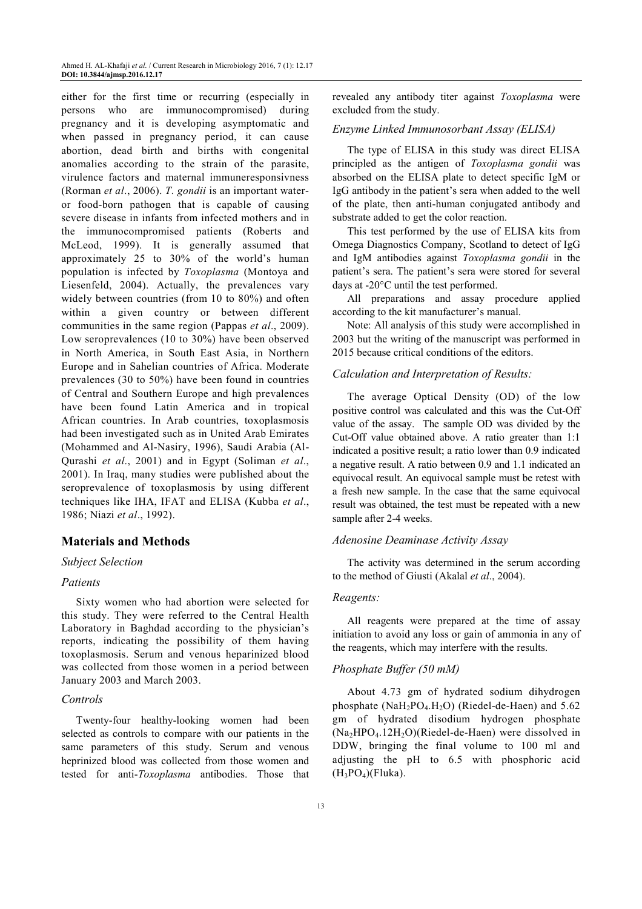either for the first time or recurring (especially in persons who are immunocompromised) during pregnancy and it is developing asymptomatic and when passed in pregnancy period, it can cause abortion, dead birth and births with congenital anomalies according to the strain of the parasite, virulence factors and maternal immuneresponsivness (Rorman *et al*., 2006). *T. gondii* is an important water- or food-born pathogen that is capable of causing severe disease in infants from infected mothers and in the immunocompromised patients (Roberts and McLeod, 1999). It is generally assumed that approximately 25 to 30% of the world's human population is infected by *Toxoplasma* (Montoya and Liesenfeld, 2004). Actually, the prevalences vary widely between countries (from 10 to 80%) and often within a given country or between different communities in the same region (Pappas *et al*., 2009). Low seroprevalences (10 to 30%) have been observed in North America, in South East Asia, in Northern Europe and in Sahelian countries of Africa. Moderate prevalences (30 to 50%) have been found in countries of Central and Southern Europe and high prevalences have been found Latin America and in tropical African countries. In Arab countries, toxoplasmosis had been investigated such as in United Arab Emirates (Mohammed and Al-Nasiry, 1996), Saudi Arabia (Al-Qurashi *et al*., 2001) and in Egypt (Soliman *et al*., 2001). In Iraq, many studies were published about the seroprevalence of toxoplasmosis by using different techniques like IHA, IFAT and ELISA (Kubba *et al*., 1986; Niazi *et al*., 1992).

## Materials and Methods

### *Subject Selection*

### *Patients*

Sixty women who had abortion were selected for this study. They were referred to the Central Health Laboratory in Baghdad according to the physician's reports, indicating the possibility of them having toxoplasmosis. Serum and venous heparinized blood was collected from those women in a period between January 2003 and March 2003.

### *Controls*

Twenty-four healthy-looking women had been selected as controls to compare with our patients in the same parameters of this study. Serum and venous heprinized blood was collected from those women and tested for anti-*Toxoplasma* antibodies. Those that revealed any antibody titer against *Toxoplasma* were excluded from the study.

### *Enzyme Linked Immunosorbant Assay (ELISA)*

The type of ELISA in this study was direct ELISA principled as the antigen of *Toxoplasma gondii* was absorbed on the ELISA plate to detect specific IgM or IgG antibody in the patient's sera when added to the well of the plate, then anti-human conjugated antibody and substrate added to get the color reaction.

This test performed by the use of ELISA kits from Omega Diagnostics Company, Scotland to detect of IgG and IgM antibodies against *Toxoplasma gondii* in the patient's sera. The patient's sera were stored for several days at -20°C until the test performed.

All preparations and assay procedure applied according to the kit manufacturer's manual.

Note: All analysis of this study were accomplished in 2003 but the writing of the manuscript was performed in 2015 because critical conditions of the editors.

### *Calculation and Interpretation of Results:*

The average Optical Density (OD) of the low positive control was calculated and this was the Cut-Off value of the assay. The sample OD was divided by the Cut-Off value obtained above. A ratio greater than 1:1 indicated a positive result; a ratio lower than 0.9 indicated a negative result. A ratio between 0.9 and 1.1 indicated an equivocal result. An equivocal sample must be retest with a fresh new sample. In the case that the same equivocal result was obtained, the test must be repeated with a new sample after 2-4 weeks.

### *Adenosine Deaminase Activity Assay*

The activity was determined in the serum according to the method of Giusti (Akalal *et al*., 2004).

### *Reagents:*

All reagents were prepared at the time of assay initiation to avoid any loss or gain of ammonia in any of the reagents, which may interfere with the results.

### *Phosphate Buffer (50 mM)*

About 4.73 gm of hydrated sodium dihydrogen phosphate ($NaH_2PO_4.H_2O$) (Riedel-de-Haen) and 5.62 gm of hydrated disodium hydrogen phosphate ($Na_2HPO_4.12H_2O$)(Riedel-de-Haen) were dissolved in DDW, bringing the final volume to 100 ml and adjusting the pH to 6.5 with phosphoric acid ($H_3PO_4$)(Fluka).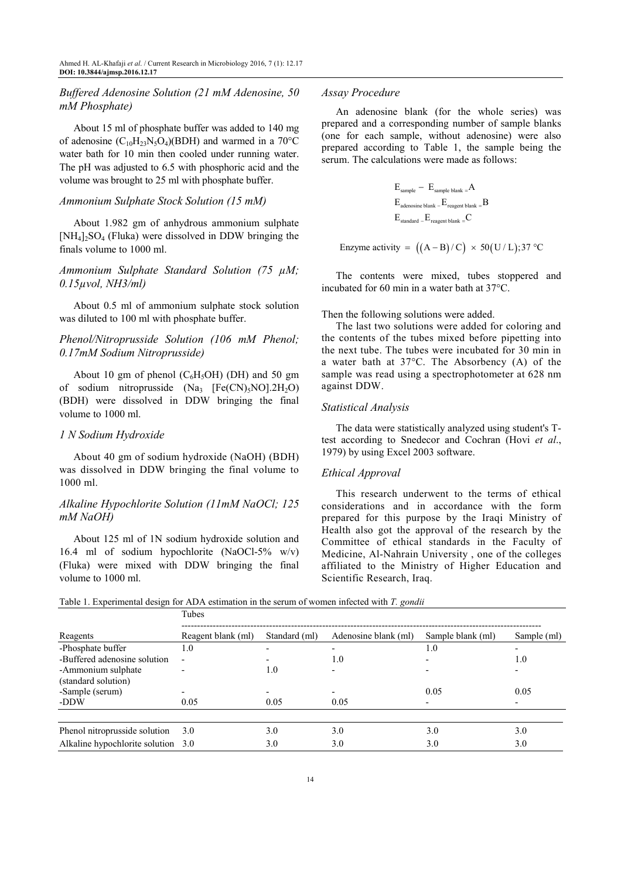### Buffered Adenosine Solution (21 mM Adenosine, 50 mM Phosphate)

About 15 ml of phosphate buffer was added to 140 mg of adenosine ($C_{10}H_{23}N_5O_4$)(BDH) and warmed in a 70°C water bath for 10 min then cooled under running water. The pH was adjusted to 6.5 with phosphoric acid and the volume was brought to 25 ml with phosphate buffer.

### Ammonium Sulphate Stock Solution (15 mM)

About 1.982 gm of anhydrous ammonium sulphate $[NH_4]_2SO_4$ (Fluka) were dissolved in DDW bringing the finals volume to 1000 ml.

### Ammonium Sulphate Standard Solution (75 µM; 0.15µvol, NH3/ml)

About 0.5 ml of ammonium sulphate stock solution was diluted to 100 ml with phosphate buffer.

### Phenol/Nitroprusside Solution (106 mM Phenol; 0.17mM Sodium Nitroprusside)

About 10 gm of phenol ($C_6H_5OH$) (DH) and 50 gm of sodium nitroprusside ($Na_3$ $[Fe(CN)_5NO].2H_2O$) (BDH) were dissolved in DDW bringing the final volume to 1000 ml.

### 1 N Sodium Hydroxide

About 40 gm of sodium hydroxide (NaOH) (BDH) was dissolved in DDW bringing the final volume to 1000 ml.

### Alkaline Hypochlorite Solution (11mM NaOCl; 125 mM NaOH)

About 125 ml of 1N sodium hydroxide solution and 16.4 ml of sodium hypochlorite (NaOCl-5% w/v) (Fluka) were mixed with DDW bringing the final volume to 1000 ml.

### Assay Procedure

An adenosine blank (for the whole series) was prepared and a corresponding number of sample blanks (one for each sample, without adenosine) were also prepared according to Table 1, the sample being the serum. The calculations were made as follows:

$$E_{sample} - E_{sample\ blank} = A$$

$$E_{adenosine\ blank} - E_{reagent\ blank} = B$$

$$E_{standard} - E_{reagent\ blank} = C$$

$$\text{Enzyme activity} = \left((A - B)/C\right) \times 50(U/L); 37\ °C$$

The contents were mixed, tubes stoppered and incubated for 60 min in a water bath at 37°C.

Then the following solutions were added.

The last two solutions were added for coloring and the contents of the tubes mixed before pipetting into the next tube. The tubes were incubated for 30 min in a water bath at 37°C. The Absorbency (A) of the sample was read using a spectrophotometer at 628 nm against DDW.

### Statistical Analysis

The data were statistically analyzed using student's T-test according to Snedecor and Cochran (Hovi *et al*., 1979) by using Excel 2003 software.

### Ethical Approval

This research underwent to the terms of ethical considerations and in accordance with the form prepared for this purpose by the Iraqi Ministry of Health also got the approval of the research by the Committee of ethical standards in the Faculty of Medicine, Al-Nahrain University , one of the colleges affiliated to the Ministry of Higher Education and Scientific Research, Iraq.

Table 1. Experimental design for ADA estimation in the serum of women infected with *T. gondii*

| | Tubes | | | | |
|---|---|---|---|---|---|
| Reagents | Reagent blank (ml) | Standard (ml) | Adenosine blank (ml) | Sample blank (ml) | Sample (ml) |
| -Phosphate buffer | 1.0 | - | - | 1.0 | - |
| -Buffered adenosine solution | - | - | 1.0 | - | 1.0 |
| -Ammonium sulphate (standard solution) | - | 1.0 | - | - | - |
| -Sample (serum) | - | - | - | 0.05 | 0.05 |
| -DDW | 0.05 | 0.05 | 0.05 | - | - |
| Phenol nitroprusside solution | 3.0 | 3.0 | 3.0 | 3.0 | 3.0 |
| Alkaline hypochlorite solution | 3.0 | 3.0 | 3.0 | 3.0 | 3.0 |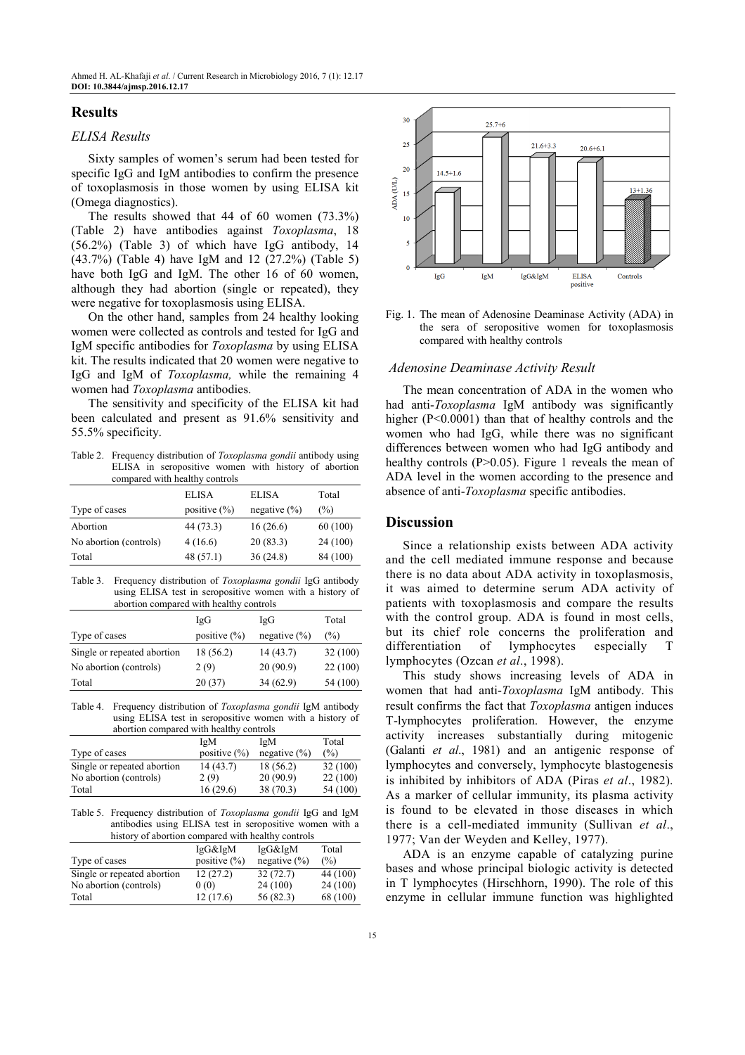## Results

### ELISA Results

Sixty samples of women's serum had been tested for specific IgG and IgM antibodies to confirm the presence of toxoplasmosis in those women by using ELISA kit (Omega diagnostics).

The results showed that 44 of 60 women (73.3%) (Table 2) have antibodies against *Toxoplasma*, 18 (56.2%) (Table 3) of which have IgG antibody, 14 (43.7%) (Table 4) have IgM and 12 (27.2%) (Table 5) have both IgG and IgM. The other 16 of 60 women, although they had abortion (single or repeated), they were negative for toxoplasmosis using ELISA.

On the other hand, samples from 24 healthy looking women were collected as controls and tested for IgG and IgM specific antibodies for *Toxoplasma* by using ELISA kit. The results indicated that 20 women were negative to IgG and IgM of *Toxoplasma,* while the remaining 4 women had *Toxoplasma* antibodies.

The sensitivity and specificity of the ELISA kit had been calculated and present as 91.6% sensitivity and 55.5% specificity.

Table 2. Frequency distribution of *Toxoplasma gondii* antibody using ELISA in seropositive women with history of abortion compared with healthy controls

| Type of cases | ELISA positive (%) | ELISA negative (%) | Total (%) |
|---|---|---|---|
| Abortion | 44 (73.3) | 16 (26.6) | 60 (100) |
| No abortion (controls) | 4 (16.6) | 20 (83.3) | 24 (100) |
| Total | 48 (57.1) | 36 (24.8) | 84 (100) |

Table 3. Frequency distribution of *Toxoplasma gondii* IgG antibody using ELISA test in seropositive women with a history of abortion compared with healthy controls

| Type of cases | IgG positive (%) | IgG negative (%) | Total (%) |
|---|---|---|---|
| Single or repeated abortion | 18 (56.2) | 14 (43.7) | 32 (100) |
| No abortion (controls) | 2 (9) | 20 (90.9) | 22 (100) |
| Total | 20 (37) | 34 (62.9) | 54 (100) |

Table 4. Frequency distribution of *Toxoplasma gondii* IgM antibody using ELISA test in seropositive women with a history of abortion compared with healthy controls

| Type of cases | IgM positive (%) | IgM negative (%) | Total (%) |
|---|---|---|---|
| Single or repeated abortion | 14 (43.7) | 18 (56.2) | 32 (100) |
| No abortion (controls) | 2 (9) | 20 (90.9) | 22 (100) |
| Total | 16 (29.6) | 38 (70.3) | 54 (100) |

Table 5. Frequency distribution of *Toxoplasma gondii* IgG and IgM antibodies using ELISA test in seropositive women with a history of abortion compared with healthy controls

| Type of cases | IgG&IgM positive (%) | IgG&IgM negative (%) | Total (%) |
|---|---|---|---|
| Single or repeated abortion | 12 (27.2) | 32 (72.7) | 44 (100) |
| No abortion (controls) | 0 (0) | 24 (100) | 24 (100) |
| Total | 12 (17.6) | 56 (82.3) | 68 (100) |

Fig. 1. The mean of Adenosine Deaminase Activity (ADA) in the sera of seropositive women for toxoplasmosis compared with healthy controls

### Adenosine Deaminase Activity Result

The mean concentration of ADA in the women who had anti-*Toxoplasma* IgM antibody was significantly higher ($P<0.0001$) than that of healthy controls and the women who had IgG, while there was no significant differences between women who had IgG antibody and healthy controls ($P>0.05$). Figure 1 reveals the mean of ADA level in the women according to the presence and absence of anti-*Toxoplasma* specific antibodies.

## Discussion

Since a relationship exists between ADA activity and the cell mediated immune response and because there is no data about ADA activity in toxoplasmosis, it was aimed to determine serum ADA activity of patients with toxoplasmosis and compare the results with the control group. ADA is found in most cells, but its chief role concerns the proliferation and differentiation of lymphocytes especially T lymphocytes (Ozcan *et al*., 1998).

This study shows increasing levels of ADA in women that had anti-*Toxoplasma* IgM antibody. This result confirms the fact that *Toxoplasma* antigen induces T-lymphocytes proliferation. However, the enzyme activity increases substantially during mitogenic (Galanti *et al*., 1981) and an antigenic response of lymphocytes and conversely, lymphocyte blastogenesis is inhibited by inhibitors of ADA (Piras *et al*., 1982). As a marker of cellular immunity, its plasma activity is found to be elevated in those diseases in which there is a cell-mediated immunity (Sullivan *et al*., 1977; Van der Weyden and Kelley, 1977).

ADA is an enzyme capable of catalyzing purine bases and whose principal biologic activity is detected in T lymphocytes (Hirschhorn, 1990). The role of this enzyme in cellular immune function was highlighted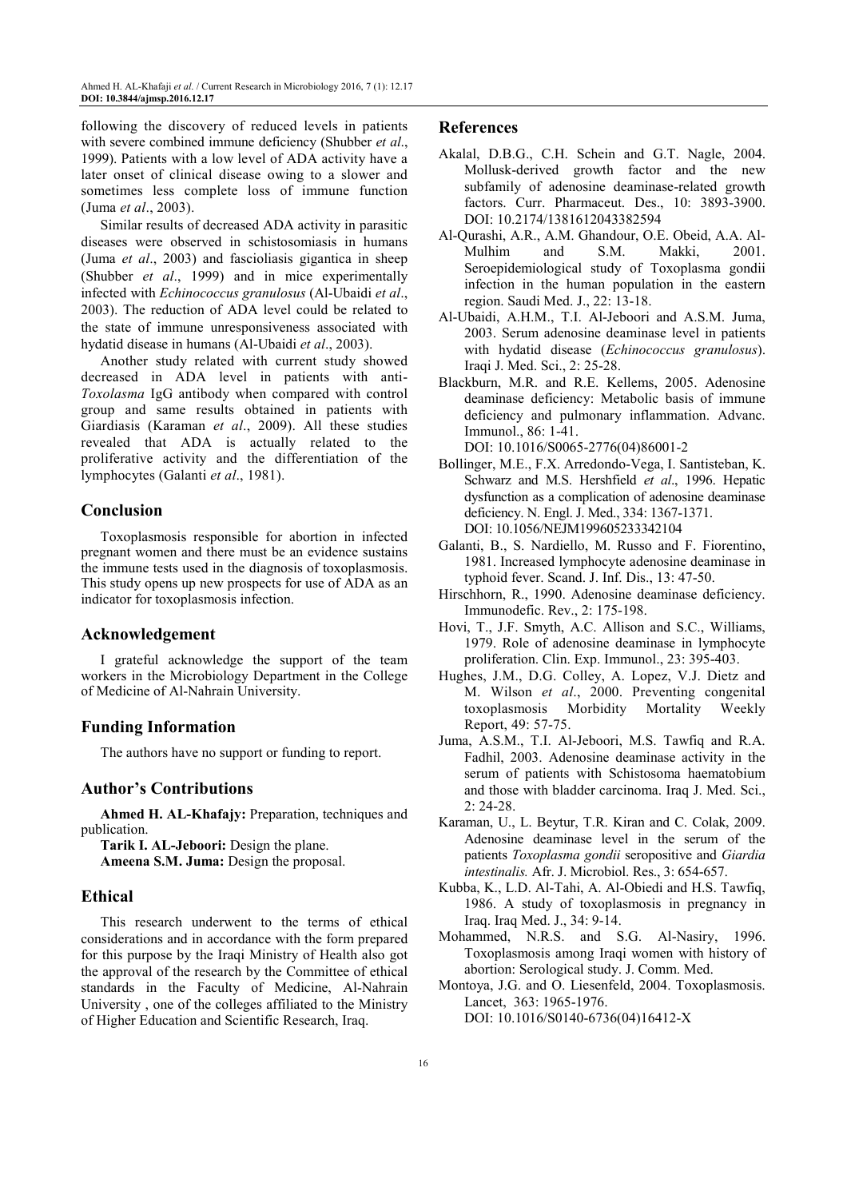following the discovery of reduced levels in patients with severe combined immune deficiency (Shubber *et al*., 1999). Patients with a low level of ADA activity have a later onset of clinical disease owing to a slower and sometimes less complete loss of immune function (Juma *et al*., 2003).

Similar results of decreased ADA activity in parasitic diseases were observed in schistosomiasis in humans (Juma *et al*., 2003) and fascioliasis gigantica in sheep (Shubber *et al*., 1999) and in mice experimentally infected with *Echinococcus granulosus* (Al-Ubaidi *et al*., 2003). The reduction of ADA level could be related to the state of immune unresponsiveness associated with hydatid disease in humans (Al-Ubaidi *et al*., 2003).

Another study related with current study showed decreased in ADA level in patients with anti-*Toxolasma* IgG antibody when compared with control group and same results obtained in patients with Giardiasis (Karaman *et al*., 2009). All these studies revealed that ADA is actually related to the proliferative activity and the differentiation of the lymphocytes (Galanti *et al*., 1981).

## Conclusion

Toxoplasmosis responsible for abortion in infected pregnant women and there must be an evidence sustains the immune tests used in the diagnosis of toxoplasmosis. This study opens up new prospects for use of ADA as an indicator for toxoplasmosis infection.

## Acknowledgement

I grateful acknowledge the support of the team workers in the Microbiology Department in the College of Medicine of Al-Nahrain University.

## Funding Information

The authors have no support or funding to report.

## Author's Contributions

**Ahmed H. AL-Khafajy:** Preparation, techniques and publication.

**Tarik I. AL-Jeboori:** Design the plane.

**Ameena S.M. Juma:** Design the proposal.

## Ethical

This research underwent to the terms of ethical considerations and in accordance with the form prepared for this purpose by the Iraqi Ministry of Health also got the approval of the research by the Committee of ethical standards in the Faculty of Medicine, Al-Nahrain University , one of the colleges affiliated to the Ministry of Higher Education and Scientific Research, Iraq.

## References

Akalal, D.B.G., C.H. Schein and G.T. Nagle, 2004. Mollusk-derived growth factor and the new subfamily of adenosine deaminase-related growth factors. Curr. Pharmaceut. Des., 10: 3893-3900. DOI: 10.2174/1381612043382594

Al-Qurashi, A.R., A.M. Ghandour, O.E. Obeid, A.A. Al-Mulhim and S.M. Makki, 2001. Seroepidemiological study of Toxoplasma gondii infection in the human population in the eastern region. Saudi Med. J., 22: 13-18.

Al-Ubaidi, A.H.M., T.I. Al-Jeboori and A.S.M. Juma, 2003. Serum adenosine deaminase level in patients with hydatid disease (*Echinococcus granulosus*). Iraqi J. Med. Sci., 2: 25-28.

Blackburn, M.R. and R.E. Kellems, 2005. Adenosine deaminase deficiency: Metabolic basis of immune deficiency and pulmonary inflammation. Advanc. Immunol., 86: 1-41. DOI: 10.1016/S0065-2776(04)86001-2

Bollinger, M.E., F.X. Arredondo-Vega, I. Santisteban, K. Schwarz and M.S. Hershfield *et al*., 1996. Hepatic dysfunction as a complication of adenosine deaminase deficiency. N. Engl. J. Med., 334: 1367-1371. DOI: 10.1056/NEJM199605233342104

Galanti, B., S. Nardiello, M. Russo and F. Fiorentino, 1981. Increased lymphocyte adenosine deaminase in typhoid fever. Scand. J. Inf. Dis., 13: 47-50.

Hirschhorn, R., 1990. Adenosine deaminase deficiency. Immunodefic. Rev., 2: 175-198.

Hovi, T., J.F. Smyth, A.C. Allison and S.C., Williams, 1979. Role of adenosine deaminase in lymphocyte proliferation. Clin. Exp. Immunol., 23: 395-403.

Hughes, J.M., D.G. Colley, A. Lopez, V.J. Dietz and M. Wilson *et al*., 2000. Preventing congenital toxoplasmosis Morbidity Mortality Weekly Report, 49: 57-75.

Juma, A.S.M., T.I. Al-Jeboori, M.S. Tawfiq and R.A. Fadhil, 2003. Adenosine deaminase activity in the serum of patients with Schistosoma haematobium and those with bladder carcinoma. Iraq J. Med. Sci., 2: 24-28.

Karaman, U., L. Beytur, T.R. Kiran and C. Colak, 2009. Adenosine deaminase level in the serum of the patients *Toxoplasma gondii* seropositive and *Giardia intestinalis.* Afr. J. Microbiol. Res., 3: 654-657.

Kubba, K., L.D. Al-Tahi, A. Al-Obiedi and H.S. Tawfiq, 1986. A study of toxoplasmosis in pregnancy in Iraq. Iraq Med. J., 34: 9-14.

Mohammed, N.R.S. and S.G. Al-Nasiry, 1996. Toxoplasmosis among Iraqi women with history of abortion: Serological study. J. Comm. Med.

Montoya, J.G. and O. Liesenfeld, 2004. Toxoplasmosis. Lancet, 363: 1965-1976. DOI: 10.1016/S0140-6736(04)16412-X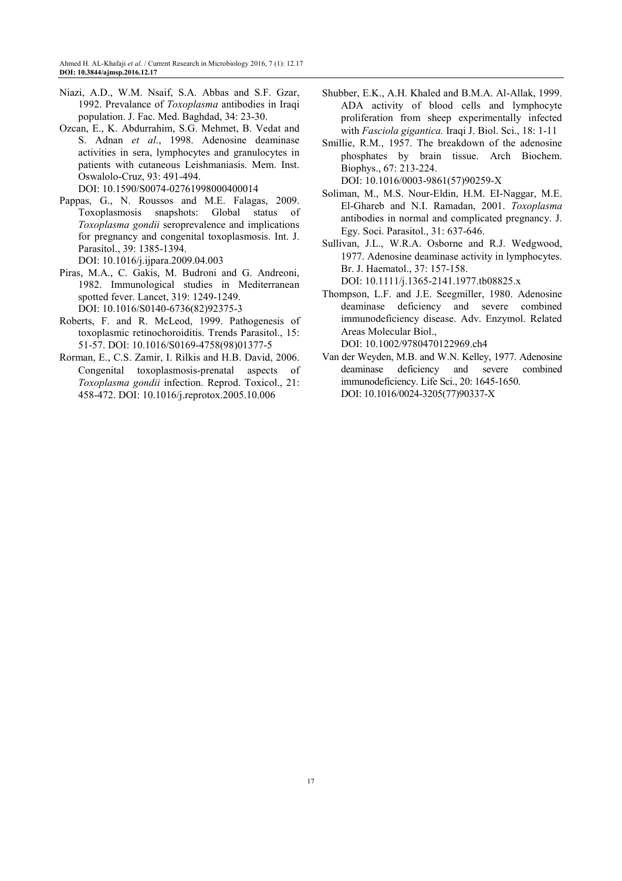Niazi, A.D., W.M. Nsaif, S.A. Abbas and S.F. Gzar, 1992. Prevalance of *Toxoplasma* antibodies in Iraqi population. J. Fac. Med. Baghdad, 34: 23-30.

Ozcan, E., K. Abdurrahim, S.G. Mehmet, B. Vedat and S. Adnan *et al*., 1998. Adenosine deaminase activities in sera, lymphocytes and granulocytes in patients with cutaneous Leishmaniasis. Mem. Inst. Oswalolo-Cruz, 93: 491-494. DOI: 10.1590/S0074-02761998000400014

Pappas, G., N. Roussos and M.E. Falagas, 2009. Toxoplasmosis snapshots: Global status of *Toxoplasma gondii* seroprevalence and implications for pregnancy and congenital toxoplasmosis. Int. J. Parasitol., 39: 1385-1394. DOI: 10.1016/j.ijpara.2009.04.003

Piras, M.A., C. Gakis, M. Budroni and G. Andreoni, 1982. Immunological studies in Mediterranean spotted fever. Lancet, 319: 1249-1249. DOI: 10.1016/S0140-6736(82)92375-3

Roberts, F. and R. McLeod, 1999. Pathogenesis of toxoplasmic retinochoroiditis. Trends Parasitol., 15: 51-57. DOI: 10.1016/S0169-4758(98)01377-5

Rorman, E., C.S. Zamir, I. Rilkis and H.B. David, 2006. Congenital toxoplasmosis-prenatal aspects of *Toxoplasma gondii* infection. Reprod. Toxicol., 21: 458-472. DOI: 10.1016/j.reprotox.2005.10.006

Shubber, E.K., A.H. Khaled and B.M.A. Al-Allak, 1999. ADA activity of blood cells and lymphocyte proliferation from sheep experimentally infected with *Fasciola gigantica.* Iraqi J. Biol. Sci., 18: 1-11

Smillie, R.M., 1957. The breakdown of the adenosine phosphates by brain tissue. Arch Biochem. Biophys., 67: 213-224. DOI: 10.1016/0003-9861(57)90259-X

Soliman, M., M.S. Nour-Eldin, H.M. EI-Naggar, M.E. El-Ghareb and N.I. Ramadan, 2001. *Toxoplasma* antibodies in normal and complicated pregnancy. J. Egy. Soci. Parasitol., 31: 637-646.

Sullivan, J.L., W.R.A. Osborne and R.J. Wedgwood, 1977. Adenosine deaminase activity in lymphocytes. Br. J. Haematol., 37: 157-158. DOI: 10.1111/j.1365-2141.1977.tb08825.x

Thompson, L.F. and J.E. Seegmiller, 1980. Adenosine deaminase deficiency and severe combined immunodeficiency disease. Adv. Enzymol. Related Areas Molecular Biol., DOI: 10.1002/9780470122969.ch4

Van der Weyden, M.B. and W.N. Kelley, 1977. Adenosine deaminase deficiency and severe combined immunodeficiency. Life Sci., 20: 1645-1650. DOI: 10.1016/0024-3205(77)90337-X